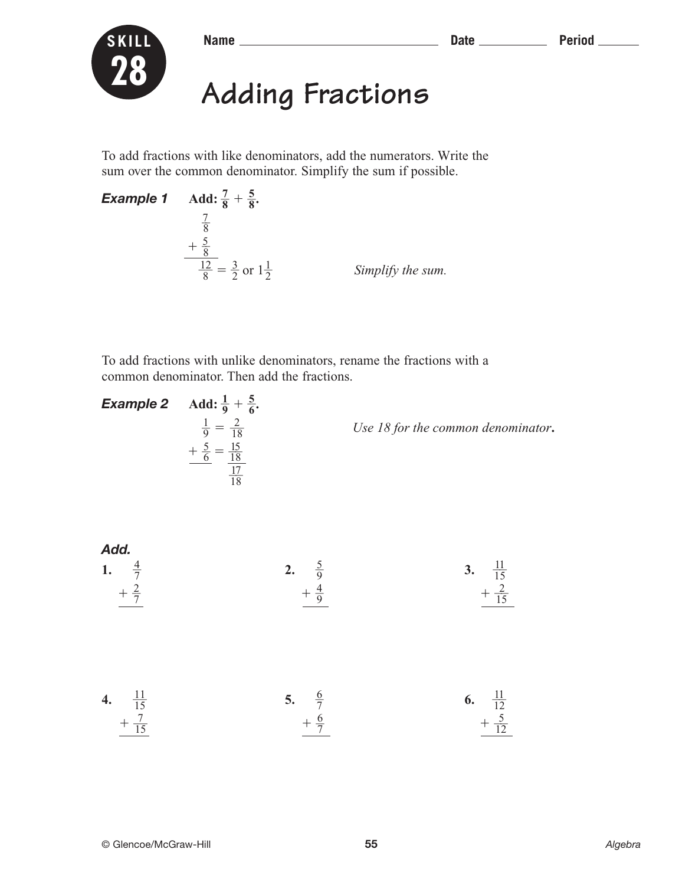**SKILL 28**

Name ______________________ Date __________ Period ______

# Adding Fractions

To add fractions with like denominators, add the numerators. Write the sum over the common denominator. Simplify the sum if possible.

***Example 1*** **Add: $\frac{7}{8} + \frac{5}{8}$.**

$$\begin{array}{r} \frac{7}{8} \\ +\ \frac{5}{8} \\ \hline \frac{12}{8} \end{array} = \frac{3}{2} \text{ or } 1\frac{1}{2}$$

*Simplify the sum.*

To add fractions with unlike denominators, rename the fractions with a common denominator. Then add the fractions.

***Example 2*** **Add: $\frac{1}{9} + \frac{5}{6}$.**

$$\begin{array}{rcl} \frac{1}{9} & = & \frac{2}{18} \\ +\ \frac{5}{6} & = & \frac{15}{18} \\ \hline & & \frac{17}{18} \end{array}$$

*Use 18 for the common denominator.*

***Add.***

**1.** $\frac{4}{7} + \frac{2}{7}$

**2.** $\frac{5}{9} + \frac{4}{9}$

**3.** $\frac{11}{15} + \frac{2}{15}$

**4.** $\frac{11}{15} + \frac{7}{15}$

**5.** $\frac{6}{7} + \frac{6}{7}$

**6.** $\frac{11}{12} + \frac{5}{12}$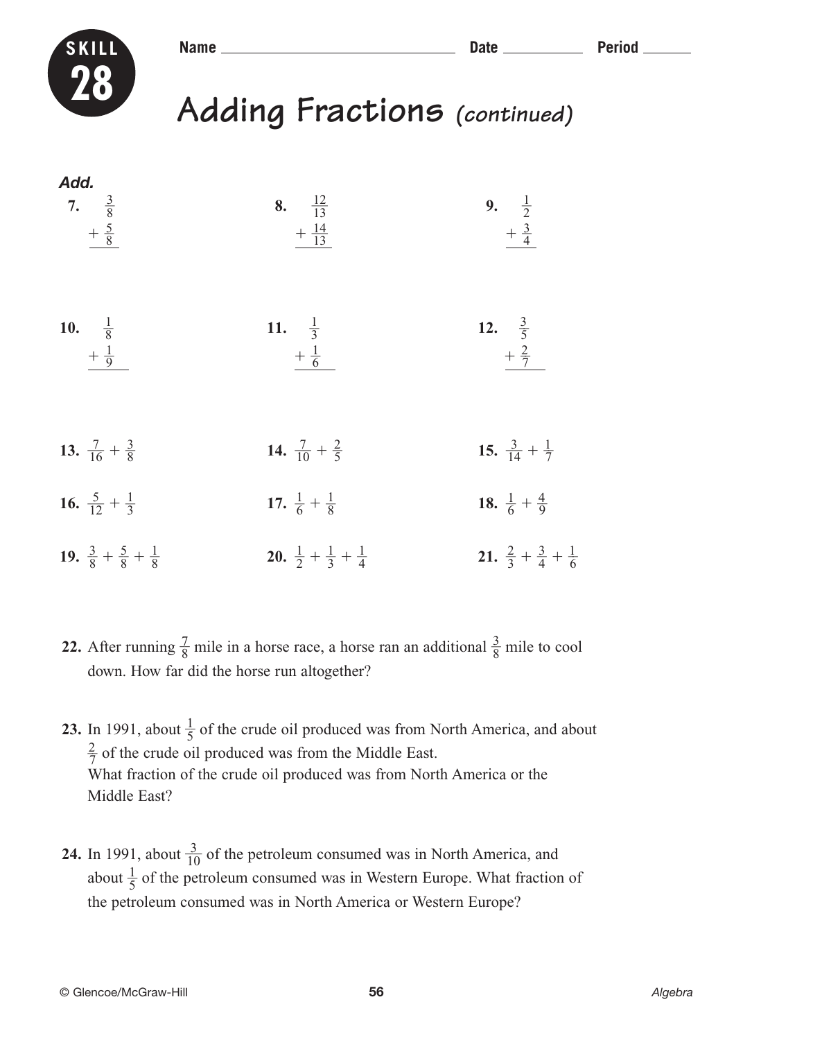# SKILL 28

Name ______________________ Date __________ Period ______

## Adding Fractions *(continued)*

***Add.***

**7.** $\begin{array}{r} \frac{3}{8} \\ +\frac{5}{8} \\ \hline \end{array}$

**8.** $\begin{array}{r} \frac{12}{13} \\ +\frac{14}{13} \\ \hline \end{array}$

**9.** $\begin{array}{r} \frac{1}{2} \\ +\frac{3}{4} \\ \hline \end{array}$

**10.** $\begin{array}{r} \frac{1}{8} \\ +\frac{1}{9} \\ \hline \end{array}$

**11.** $\begin{array}{r} \frac{1}{3} \\ +\frac{1}{6} \\ \hline \end{array}$

**12.** $\begin{array}{r} \frac{3}{5} \\ +\frac{2}{7} \\ \hline \end{array}$

**13.** $\frac{7}{16} + \frac{3}{8}$

**14.** $\frac{7}{10} + \frac{2}{5}$

**15.** $\frac{3}{14} + \frac{1}{7}$

**16.** $\frac{5}{12} + \frac{1}{3}$

**17.** $\frac{1}{6} + \frac{1}{8}$

**18.** $\frac{1}{6} + \frac{4}{9}$

**19.** $\frac{3}{8} + \frac{5}{8} + \frac{1}{8}$

**20.** $\frac{1}{2} + \frac{1}{3} + \frac{1}{4}$

**21.** $\frac{2}{3} + \frac{3}{4} + \frac{1}{6}$

**22.** After running $\frac{7}{8}$ mile in a horse race, a horse ran an additional $\frac{3}{8}$ mile to cool down. How far did the horse run altogether?

**23.** In 1991, about $\frac{1}{5}$ of the crude oil produced was from North America, and about $\frac{2}{7}$ of the crude oil produced was from the Middle East. What fraction of the crude oil produced was from North America or the Middle East?

**24.** In 1991, about $\frac{3}{10}$ of the petroleum consumed was in North America, and about $\frac{1}{5}$ of the petroleum consumed was in Western Europe. What fraction of the petroleum consumed was in North America or Western Europe?

© Glencoe/McGraw-Hill — *Algebra*